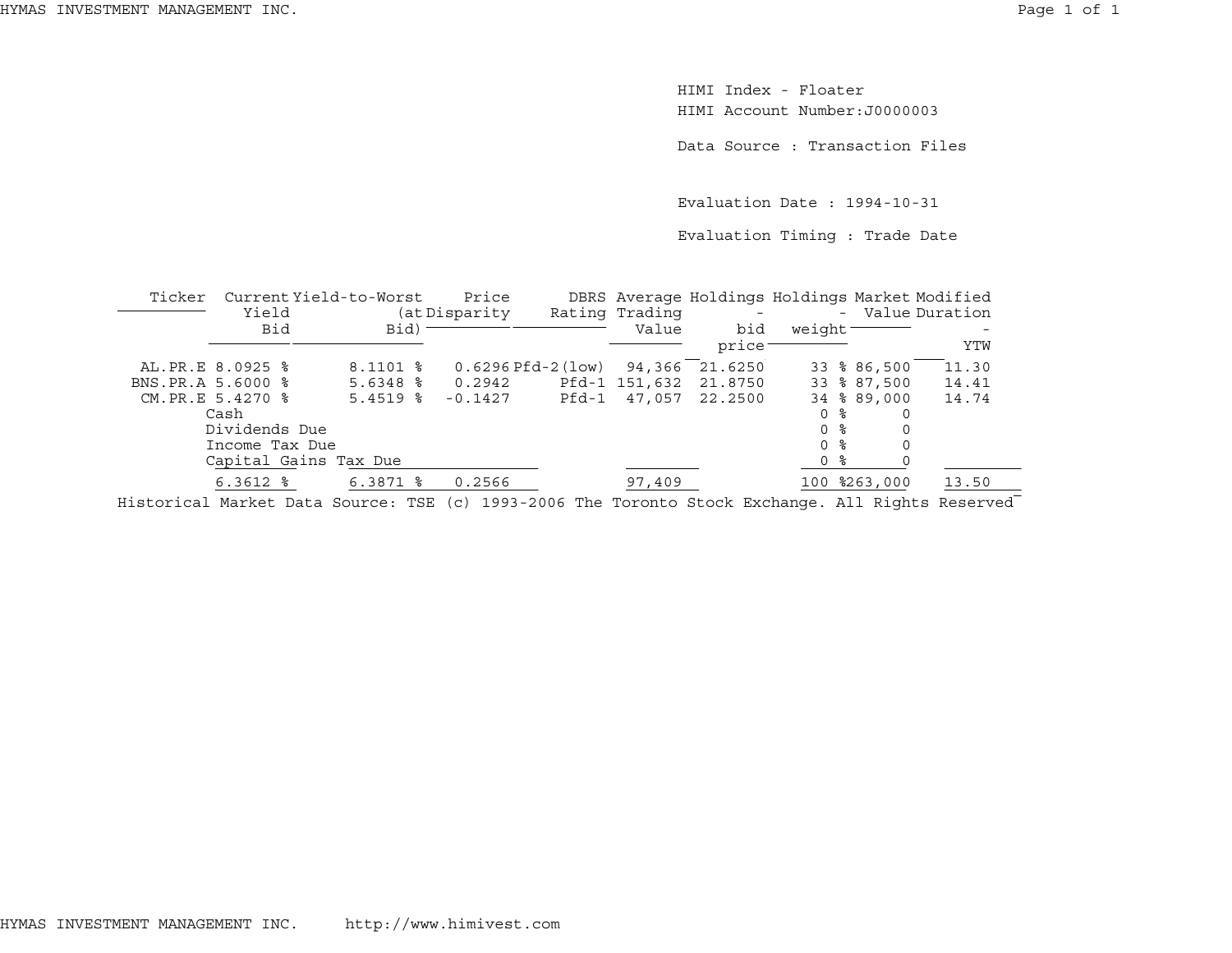HIMI Index - Floater

HIMI Account Number:J0000003

Data Source : Transaction Files

Evaluation Date : 1994-10-31

Evaluation Timing : Trade Date

| Ticker | Current Yield Bid | Yield-to-Worst (at Bid) | Price Disparity | DBRS Rating | Average Trading Value | Holdings - bid price | Holdings - weight | Market Value | Modified Duration - YTW |
|---|---|---|---|---|---|---|---|---|---|
| AL.PR.E | 8.0925 % | 8.1101 % | 0.6296 | Pfd-2(low) | 94,366 | 21.6250 | 33 % | 86,500 | 11.30 |
| BNS.PR.A | 5.6000 % | 5.6348 % | 0.2942 | Pfd-1 | 151,632 | 21.8750 | 33 % | 87,500 | 14.41 |
| CM.PR.E | 5.4270 % | 5.4519 % | -0.1427 | Pfd-1 | 47,057 | 22.2500 | 34 % | 89,000 | 14.74 |
| Cash | | | | | | | 0 % | 0 | |
| Dividends Due | | | | | | | 0 % | 0 | |
| Income Tax Due | | | | | | | 0 % | 0 | |
| Capital Gains Tax Due | | | | | | | 0 % | 0 | |
| | 6.3612 % | 6.3871 % | 0.2566 | | 97,409 | | 100 % | 263,000 | 13.50 |

Historical Market Data Source: TSE (c) 1993-2006 The Toronto Stock Exchange. All Rights Reserved

HYMAS INVESTMENT MANAGEMENT INC. http://www.himivest.com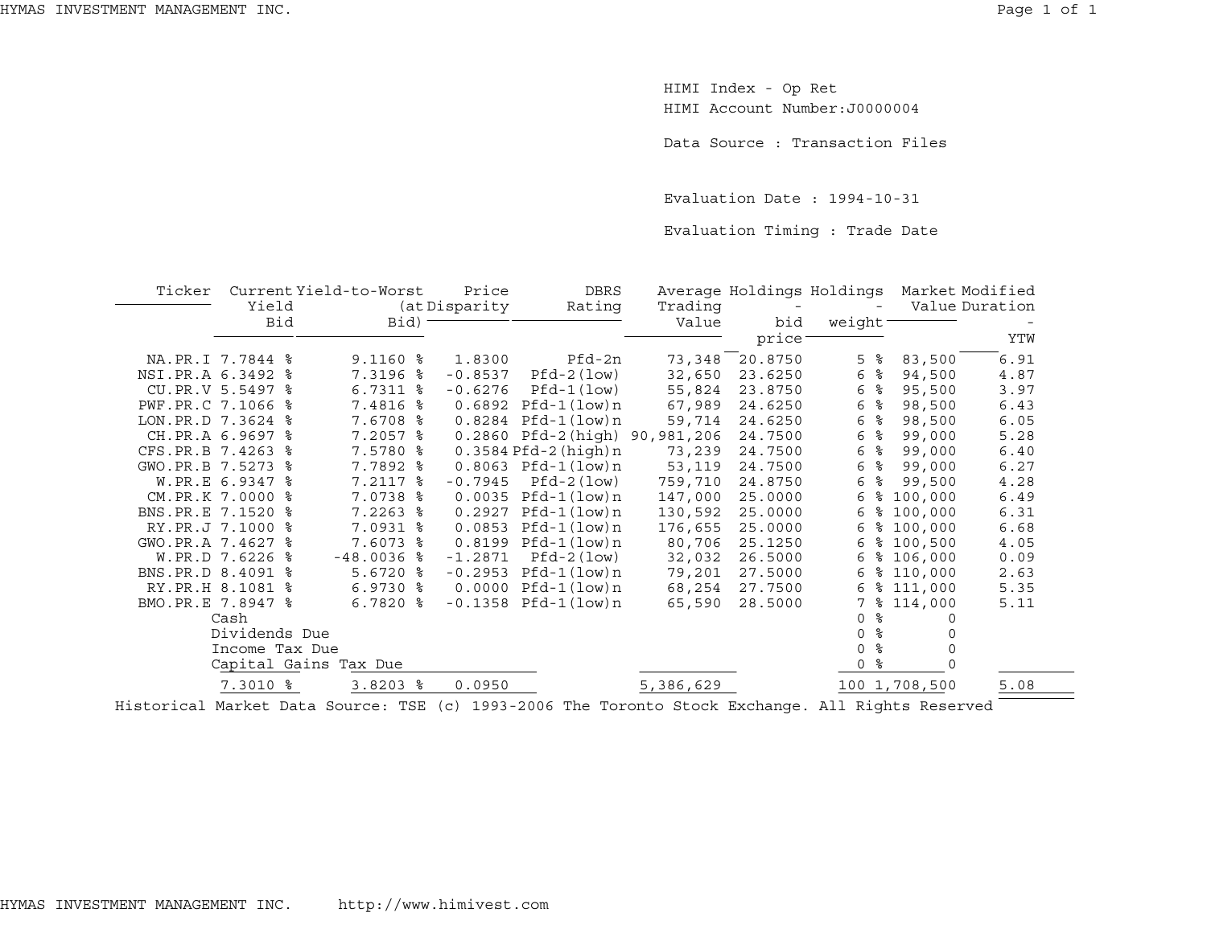HIMI Index - Op Ret
HIMI Account Number:J0000004

Data Source : Transaction Files

Evaluation Date : 1994-10-31

Evaluation Timing : Trade Date

| Ticker | Current Yield Bid | Yield-to-Worst (at Bid) | Price Disparity | DBRS Rating | Average Trading Value | Holdings - bid price | Holdings - weight | Market Value | Modified Duration - YTW |
|---|---|---|---|---|---|---|---|---|---|
| NA.PR.I | 7.7844 % | 9.1160 % | 1.8300 | Pfd-2n | 73,348 | 20.8750 | 5 % | 83,500 | 6.91 |
| NSI.PR.A | 6.3492 % | 7.3196 % | -0.8537 | Pfd-2(low) | 32,650 | 23.6250 | 6 % | 94,500 | 4.87 |
| CU.PR.V | 5.5497 % | 6.7311 % | -0.6276 | Pfd-1(low) | 55,824 | 23.8750 | 6 % | 95,500 | 3.97 |
| PWF.PR.C | 7.1066 % | 7.4816 % | 0.6892 | Pfd-1(low)n | 67,989 | 24.6250 | 6 % | 98,500 | 6.43 |
| LON.PR.D | 7.3624 % | 7.6708 % | 0.8284 | Pfd-1(low)n | 59,714 | 24.6250 | 6 % | 98,500 | 6.05 |
| CH.PR.A | 6.9697 % | 7.2057 % | 0.2860 | Pfd-2(high) | 90,981,206 | 24.7500 | 6 % | 99,000 | 5.28 |
| CFS.PR.B | 7.4263 % | 7.5780 % | 0.3584 | Pfd-2(high)n | 73,239 | 24.7500 | 6 % | 99,000 | 6.40 |
| GWO.PR.B | 7.5273 % | 7.7892 % | 0.8063 | Pfd-1(low)n | 53,119 | 24.7500 | 6 % | 99,000 | 6.27 |
| W.PR.E | 6.9347 % | 7.2117 % | -0.7945 | Pfd-2(low) | 759,710 | 24.8750 | 6 % | 99,500 | 4.28 |
| CM.PR.K | 7.0000 % | 7.0738 % | 0.0035 | Pfd-1(low)n | 147,000 | 25.0000 | 6 % | 100,000 | 6.49 |
| BNS.PR.E | 7.1520 % | 7.2263 % | 0.2927 | Pfd-1(low)n | 130,592 | 25.0000 | 6 % | 100,000 | 6.31 |
| RY.PR.J | 7.1000 % | 7.0931 % | 0.0853 | Pfd-1(low)n | 176,655 | 25.0000 | 6 % | 100,000 | 6.68 |
| GWO.PR.A | 7.4627 % | 7.6073 % | 0.8199 | Pfd-1(low)n | 80,706 | 25.1250 | 6 % | 100,500 | 4.05 |
| W.PR.D | 7.6226 % | -48.0036 % | -1.2871 | Pfd-2(low) | 32,032 | 26.5000 | 6 % | 106,000 | 0.09 |
| BNS.PR.D | 8.4091 % | 5.6720 % | -0.2953 | Pfd-1(low)n | 79,201 | 27.5000 | 6 % | 110,000 | 2.63 |
| RY.PR.H | 8.1081 % | 6.9730 % | 0.0000 | Pfd-1(low)n | 68,254 | 27.7500 | 6 % | 111,000 | 5.35 |
| BMO.PR.E | 7.8947 % | 6.7820 % | -0.1358 | Pfd-1(low)n | 65,590 | 28.5000 | 7 % | 114,000 | 5.11 |
| Cash | | | | | | | 0 % | 0 | |
| Dividends Due | | | | | | | 0 % | 0 | |
| Income Tax Due | | | | | | | 0 % | 0 | |
| Capital Gains Tax Due | | | | | | | 0 % | 0 | |
| | 7.3010 % | 3.8203 % | 0.0950 | | 5,386,629 | | 100 | 1,708,500 | 5.08 |

Historical Market Data Source: TSE (c) 1993-2006 The Toronto Stock Exchange. All Rights Reserved

http://www.himivest.com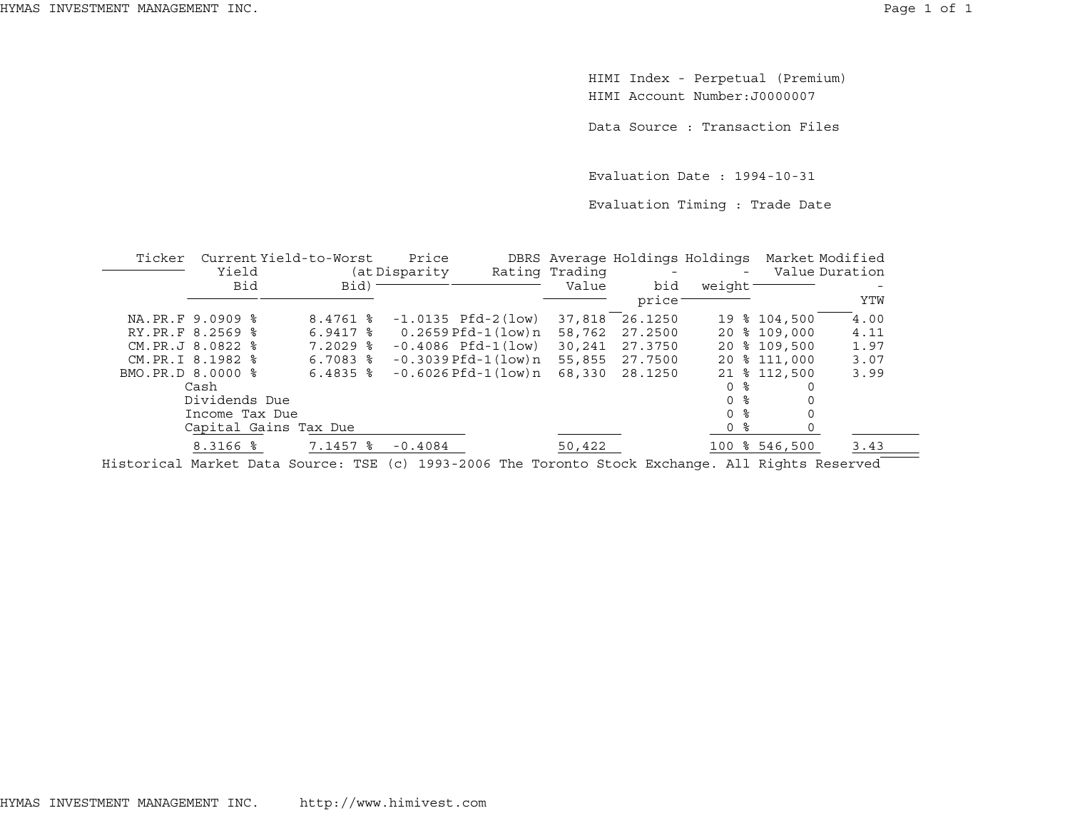HIMI Index - Perpetual (Premium)
HIMI Account Number:J0000007

Data Source : Transaction Files

Evaluation Date : 1994-10-31

Evaluation Timing : Trade Date

| Ticker | Current Yield Bid | Yield-to-Worst (at Bid) | Price Disparity | DBRS Rating | Average Trading Value | Holdings - bid price | Holdings - weight | Market Value | Modified Duration - YTW |
|---|---|---|---|---|---|---|---|---|---|
| NA.PR.F | 9.0909 % | 8.4761 % | -1.0135 | Pfd-2(low) | 37,818 | 26.1250 | 19 % | 104,500 | 4.00 |
| RY.PR.F | 8.2569 % | 6.9417 % | 0.2659 | Pfd-1(low)n | 58,762 | 27.2500 | 20 % | 109,000 | 4.11 |
| CM.PR.J | 8.0822 % | 7.2029 % | -0.4086 | Pfd-1(low) | 30,241 | 27.3750 | 20 % | 109,500 | 1.97 |
| CM.PR.I | 8.1982 % | 6.7083 % | -0.3039 | Pfd-1(low)n | 55,855 | 27.7500 | 20 % | 111,000 | 3.07 |
| BMO.PR.D | 8.0000 % | 6.4835 % | -0.6026 | Pfd-1(low)n | 68,330 | 28.1250 | 21 % | 112,500 | 3.99 |
| | Cash | | | | | | 0 % | 0 | |
| | Dividends Due | | | | | | 0 % | 0 | |
| | Income Tax Due | | | | | | 0 % | 0 | |
| | Capital Gains Tax Due | | | | | | 0 % | 0 | |
| | 8.3166 % | 7.1457 % | -0.4084 | | 50,422 | | 100 % | 546,500 | 3.43 |

Historical Market Data Source: TSE (c) 1993-2006 The Toronto Stock Exchange. All Rights Reserved

HYMAS INVESTMENT MANAGEMENT INC. http://www.himivest.com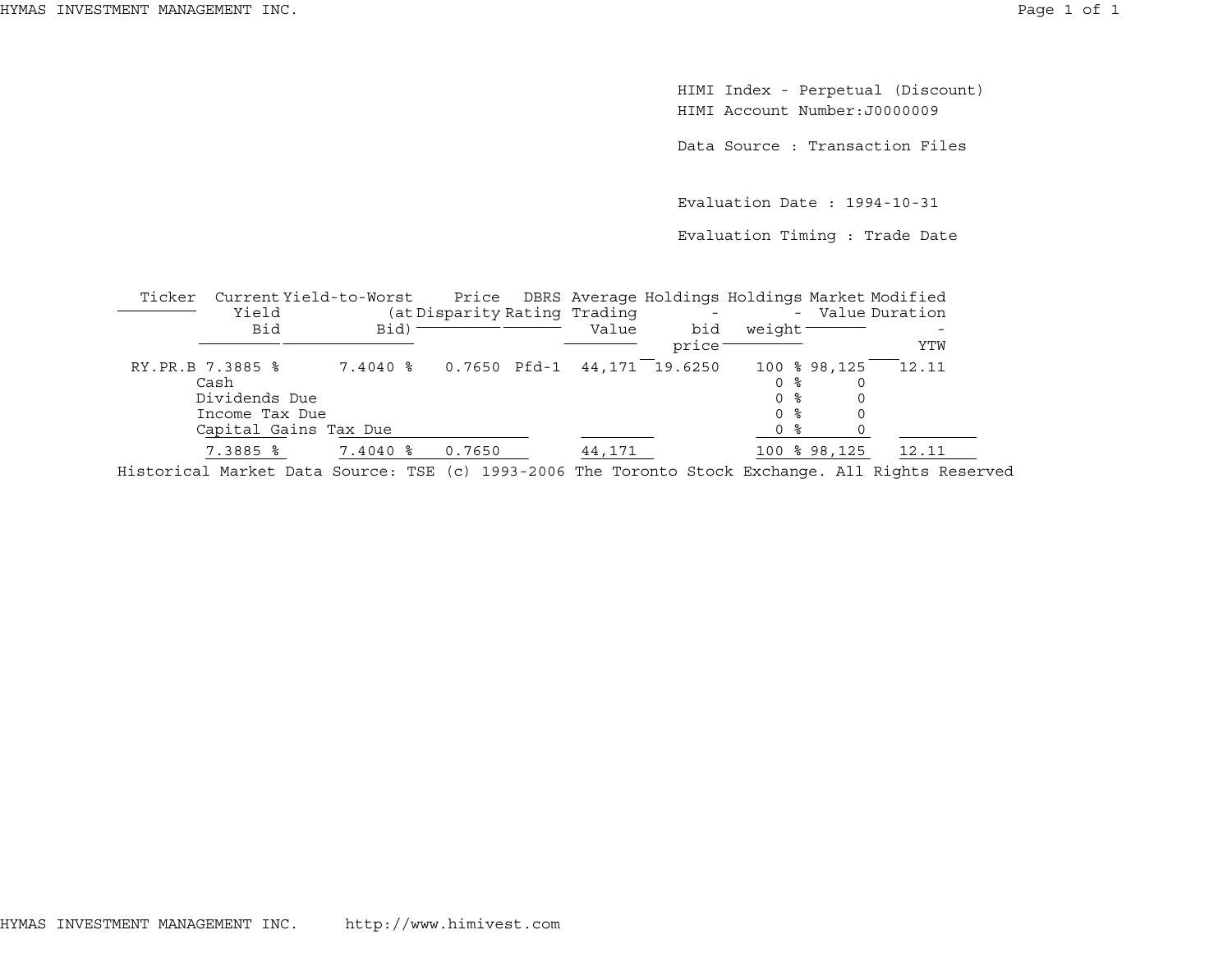HIMI Index - Perpetual (Discount)

HIMI Account Number:J0000009

Data Source : Transaction Files

Evaluation Date : 1994-10-31

Evaluation Timing : Trade Date

| Ticker | Current Yield Bid | Yield-to-Worst (at Bid) | Price Disparity | DBRS Rating | Average Trading Value | Holdings - bid price | Holdings - weight | Market Value | Modified Duration - YTW |
|---|---|---|---|---|---|---|---|---|---|
| RY.PR.B | 7.3885 % | 7.4040 % | 0.7650 | Pfd-1 | 44,171 | 19.6250 | 100 % | 98,125 | 12.11 |
| Cash | | | | | | | 0 % | 0 | |
| Dividends Due | | | | | | | 0 % | 0 | |
| Income Tax Due | | | | | | | 0 % | 0 | |
| Capital Gains Tax Due | | | | | | | 0 % | 0 | |
| | 7.3885 % | 7.4040 % | 0.7650 | | 44,171 | | 100 % | 98,125 | 12.11 |

Historical Market Data Source: TSE (c) 1993-2006 The Toronto Stock Exchange. All Rights Reserved